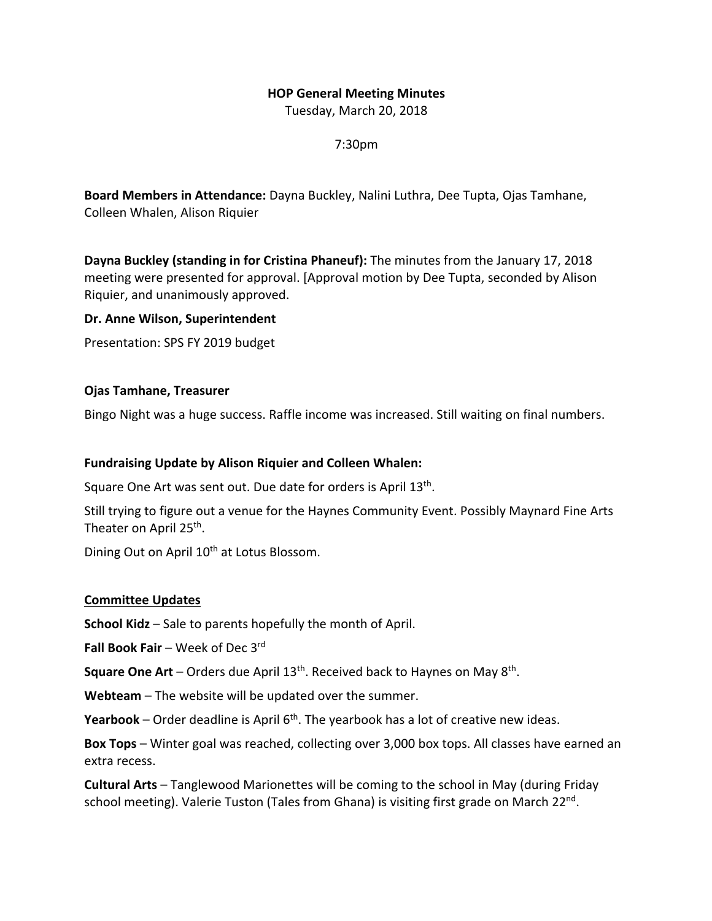**HOP General Meeting Minutes**

Tuesday, March 20, 2018

7:30pm

**Board Members in Attendance:** Dayna Buckley, Nalini Luthra, Dee Tupta, Ojas Tamhane, Colleen Whalen, Alison Riquier

**Dayna Buckley (standing in for Cristina Phaneuf):** The minutes from the January 17, 2018 meeting were presented for approval. [Approval motion by Dee Tupta, seconded by Alison Riquier, and unanimously approved.

**Dr. Anne Wilson, Superintendent**

Presentation: SPS FY 2019 budget

**Ojas Tamhane, Treasurer**

Bingo Night was a huge success. Raffle income was increased. Still waiting on final numbers.

**Fundraising Update by Alison Riquier and Colleen Whalen:**

Square One Art was sent out. Due date for orders is April 13th.

Still trying to figure out a venue for the Haynes Community Event. Possibly Maynard Fine Arts Theater on April 25th.

Dining Out on April 10th at Lotus Blossom.

**Committee Updates**

**School Kidz** – Sale to parents hopefully the month of April.

**Fall Book Fair** – Week of Dec 3rd

**Square One Art** – Orders due April 13th. Received back to Haynes on May 8th.

**Webteam** – The website will be updated over the summer.

**Yearbook** – Order deadline is April 6th. The yearbook has a lot of creative new ideas.

**Box Tops** – Winter goal was reached, collecting over 3,000 box tops. All classes have earned an extra recess.

**Cultural Arts** – Tanglewood Marionettes will be coming to the school in May (during Friday school meeting). Valerie Tuston (Tales from Ghana) is visiting first grade on March 22nd.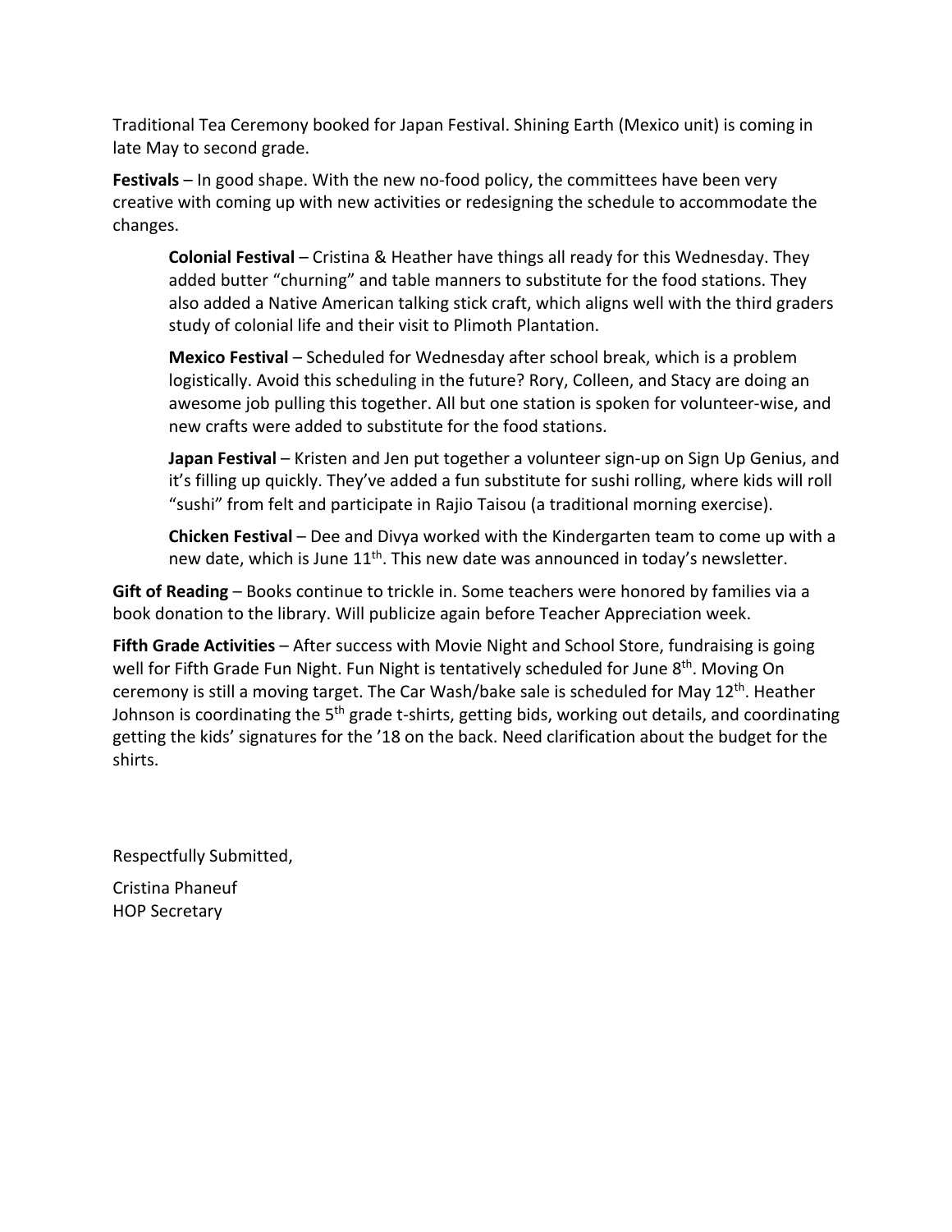Traditional Tea Ceremony booked for Japan Festival. Shining Earth (Mexico unit) is coming in late May to second grade.

**Festivals** – In good shape. With the new no-food policy, the committees have been very creative with coming up with new activities or redesigning the schedule to accommodate the changes.

> **Colonial Festival** – Cristina & Heather have things all ready for this Wednesday. They added butter "churning" and table manners to substitute for the food stations. They also added a Native American talking stick craft, which aligns well with the third graders study of colonial life and their visit to Plimoth Plantation.
>
> **Mexico Festival** – Scheduled for Wednesday after school break, which is a problem logistically. Avoid this scheduling in the future? Rory, Colleen, and Stacy are doing an awesome job pulling this together. All but one station is spoken for volunteer-wise, and new crafts were added to substitute for the food stations.
>
> **Japan Festival** – Kristen and Jen put together a volunteer sign-up on Sign Up Genius, and it's filling up quickly. They've added a fun substitute for sushi rolling, where kids will roll "sushi" from felt and participate in Rajio Taisou (a traditional morning exercise).
>
> **Chicken Festival** – Dee and Divya worked with the Kindergarten team to come up with a new date, which is June 11th. This new date was announced in today's newsletter.

**Gift of Reading** – Books continue to trickle in. Some teachers were honored by families via a book donation to the library. Will publicize again before Teacher Appreciation week.

**Fifth Grade Activities** – After success with Movie Night and School Store, fundraising is going well for Fifth Grade Fun Night. Fun Night is tentatively scheduled for June 8th. Moving On ceremony is still a moving target. The Car Wash/bake sale is scheduled for May 12th. Heather Johnson is coordinating the 5th grade t-shirts, getting bids, working out details, and coordinating getting the kids' signatures for the '18 on the back. Need clarification about the budget for the shirts.

Respectfully Submitted,

Cristina Phaneuf
HOP Secretary